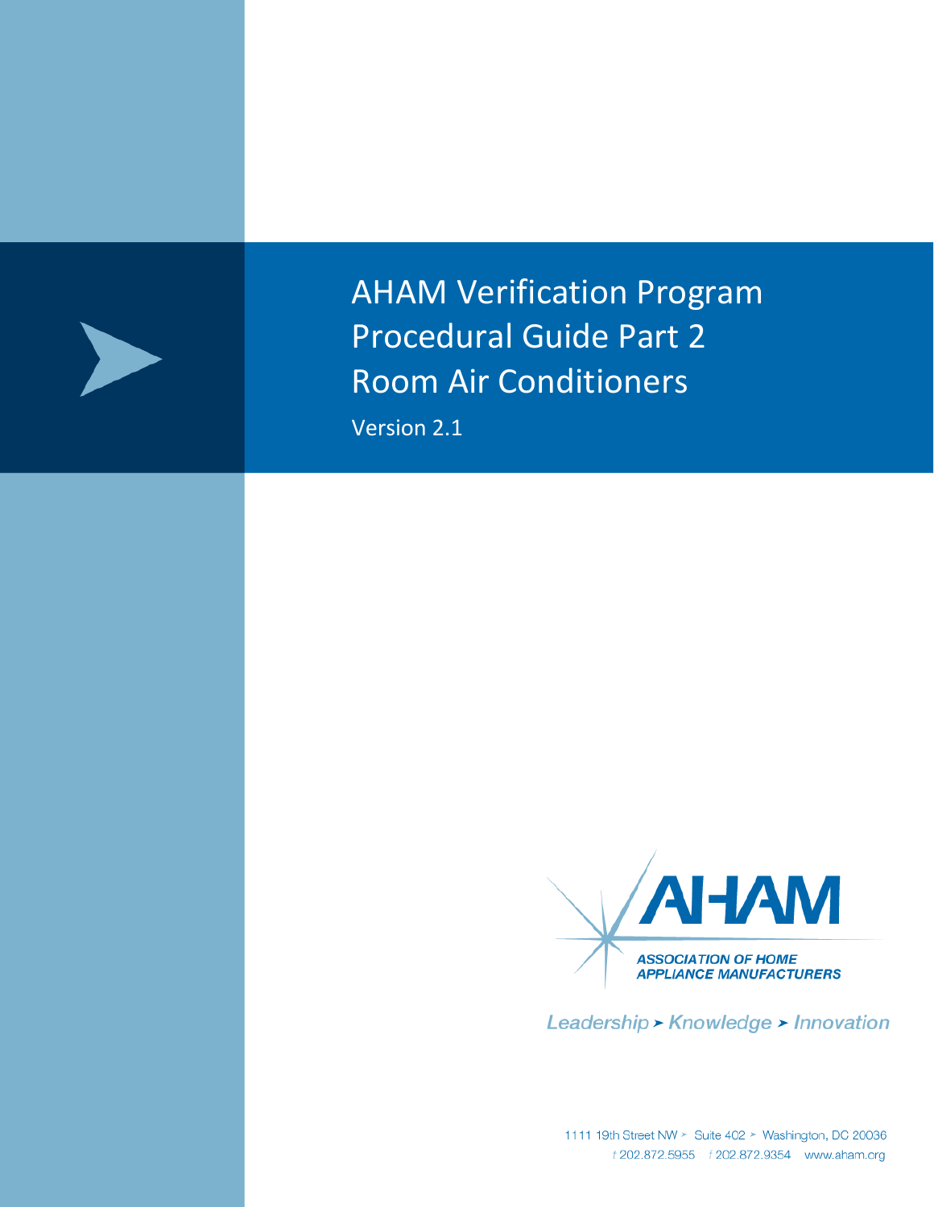# AHAM Verification Program Procedural Guide Part 2 Room Air Conditioners

Version 2.1

AHAM

ASSOCIATION OF HOME APPLIANCE MANUFACTURERS

*Leadership ➤ Knowledge ➤ Innovation*

1111 19th Street NW ➤ Suite 402 ➤ Washington, DC 20036
t 202.872.5955 f 202.872.9354 www.aham.org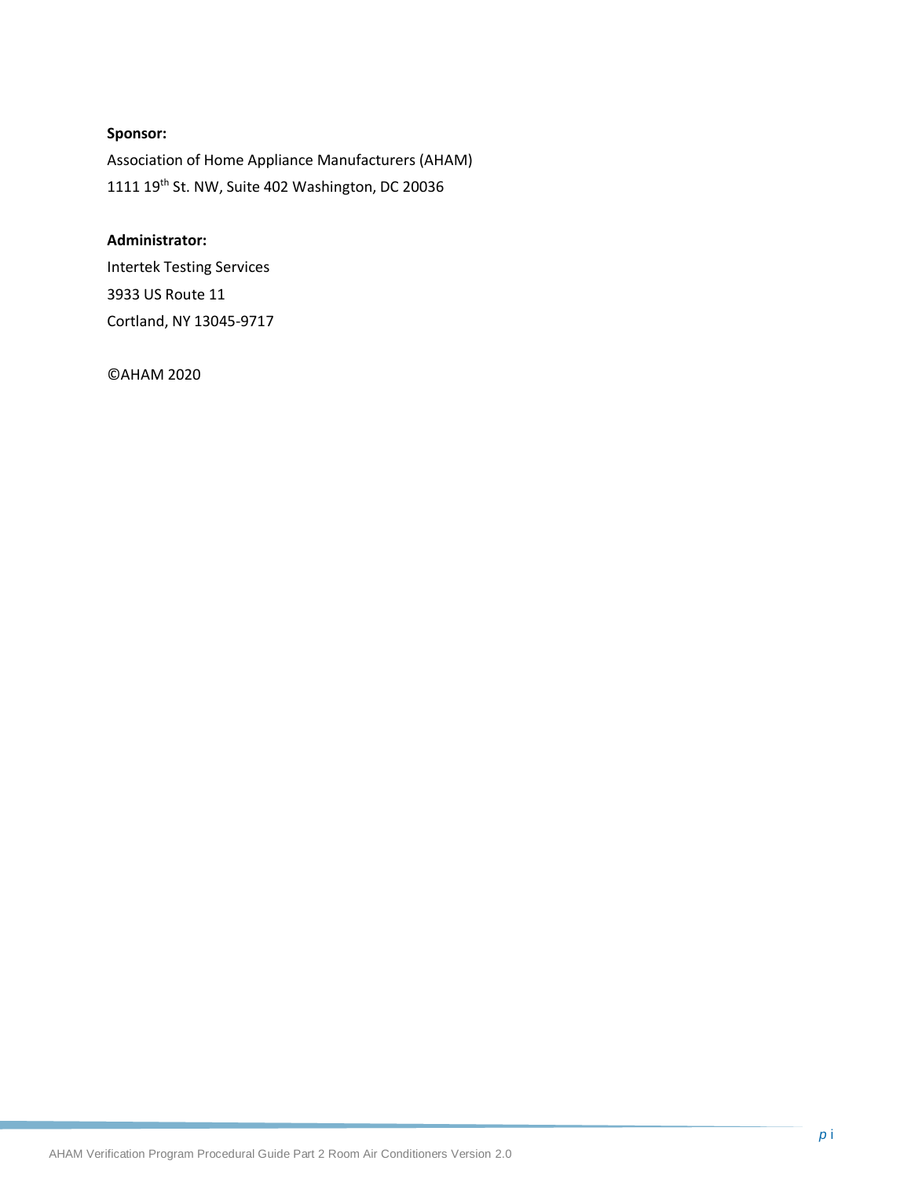**Sponsor:**

Association of Home Appliance Manufacturers (AHAM)

1111 19th St. NW, Suite 402 Washington, DC 20036

**Administrator:**

Intertek Testing Services

3933 US Route 11

Cortland, NY 13045-9717

©AHAM 2020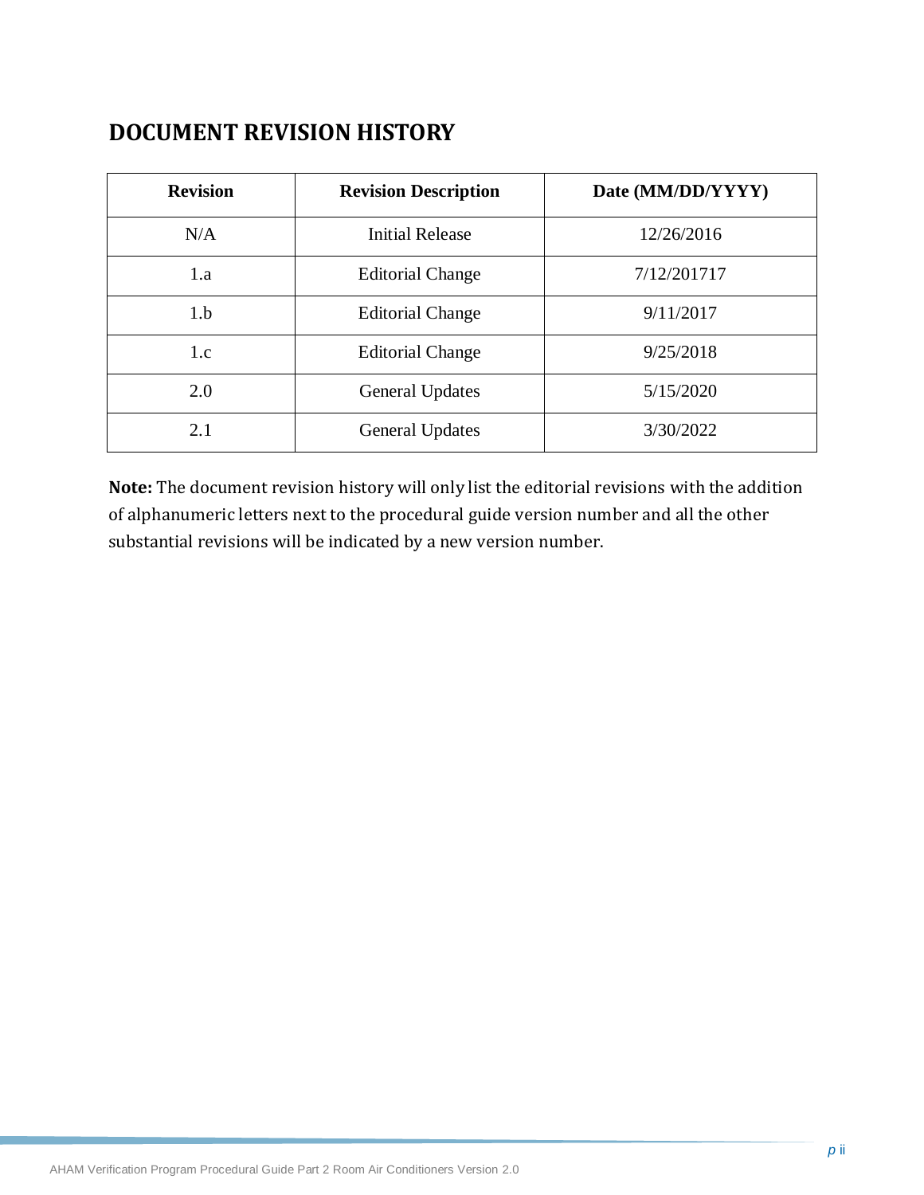# DOCUMENT REVISION HISTORY

| Revision | Revision Description | Date (MM/DD/YYYY) |
|---|---|---|
| N/A | Initial Release | 12/26/2016 |
| 1.a | Editorial Change | 7/12/201717 |
| 1.b | Editorial Change | 9/11/2017 |
| 1.c | Editorial Change | 9/25/2018 |
| 2.0 | General Updates | 5/15/2020 |
| 2.1 | General Updates | 3/30/2022 |

**Note:** The document revision history will only list the editorial revisions with the addition of alphanumeric letters next to the procedural guide version number and all the other substantial revisions will be indicated by a new version number.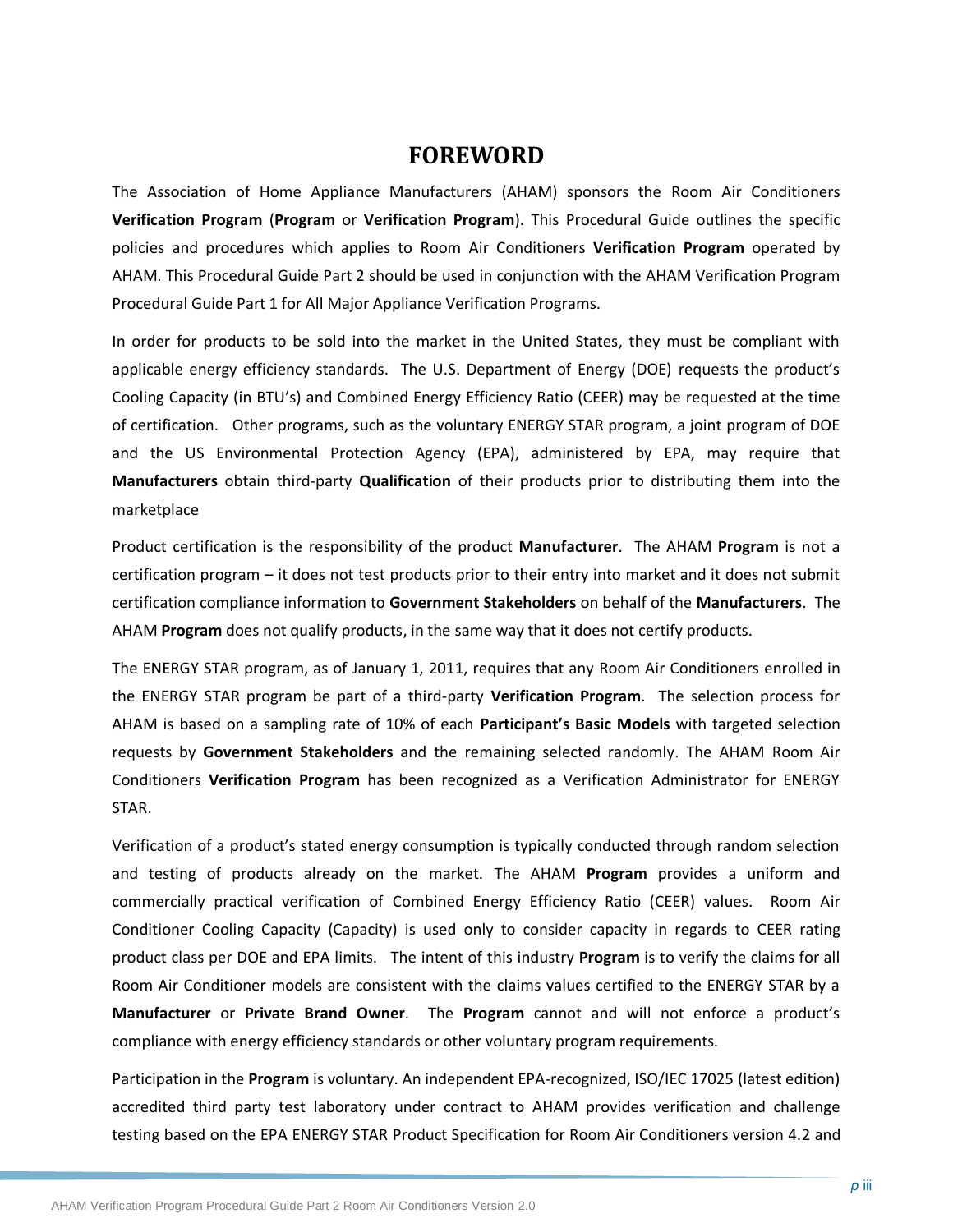# FOREWORD

The Association of Home Appliance Manufacturers (AHAM) sponsors the Room Air Conditioners **Verification Program** (**Program** or **Verification Program**). This Procedural Guide outlines the specific policies and procedures which applies to Room Air Conditioners **Verification Program** operated by AHAM. This Procedural Guide Part 2 should be used in conjunction with the AHAM Verification Program Procedural Guide Part 1 for All Major Appliance Verification Programs.

In order for products to be sold into the market in the United States, they must be compliant with applicable energy efficiency standards. The U.S. Department of Energy (DOE) requests the product's Cooling Capacity (in BTU's) and Combined Energy Efficiency Ratio (CEER) may be requested at the time of certification. Other programs, such as the voluntary ENERGY STAR program, a joint program of DOE and the US Environmental Protection Agency (EPA), administered by EPA, may require that **Manufacturers** obtain third-party **Qualification** of their products prior to distributing them into the marketplace

Product certification is the responsibility of the product **Manufacturer**. The AHAM **Program** is not a certification program – it does not test products prior to their entry into market and it does not submit certification compliance information to **Government Stakeholders** on behalf of the **Manufacturers**. The AHAM **Program** does not qualify products, in the same way that it does not certify products.

The ENERGY STAR program, as of January 1, 2011, requires that any Room Air Conditioners enrolled in the ENERGY STAR program be part of a third-party **Verification Program**. The selection process for AHAM is based on a sampling rate of 10% of each **Participant's Basic Models** with targeted selection requests by **Government Stakeholders** and the remaining selected randomly. The AHAM Room Air Conditioners **Verification Program** has been recognized as a Verification Administrator for ENERGY STAR.

Verification of a product's stated energy consumption is typically conducted through random selection and testing of products already on the market. The AHAM **Program** provides a uniform and commercially practical verification of Combined Energy Efficiency Ratio (CEER) values. Room Air Conditioner Cooling Capacity (Capacity) is used only to consider capacity in regards to CEER rating product class per DOE and EPA limits. The intent of this industry **Program** is to verify the claims for all Room Air Conditioner models are consistent with the claims values certified to the ENERGY STAR by a **Manufacturer** or **Private Brand Owner**. The **Program** cannot and will not enforce a product's compliance with energy efficiency standards or other voluntary program requirements.

Participation in the **Program** is voluntary. An independent EPA-recognized, ISO/IEC 17025 (latest edition) accredited third party test laboratory under contract to AHAM provides verification and challenge testing based on the EPA ENERGY STAR Product Specification for Room Air Conditioners version 4.2 and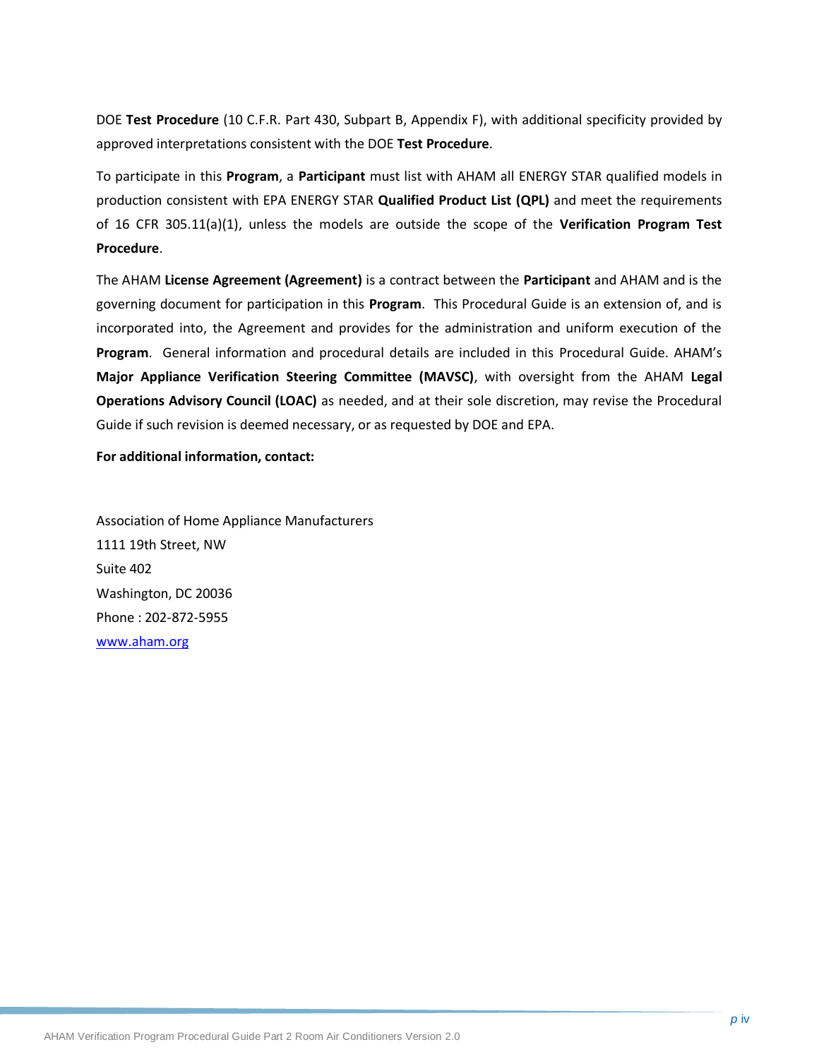DOE **Test Procedure** (10 C.F.R. Part 430, Subpart B, Appendix F), with additional specificity provided by approved interpretations consistent with the DOE **Test Procedure**.

To participate in this **Program**, a **Participant** must list with AHAM all ENERGY STAR qualified models in production consistent with EPA ENERGY STAR **Qualified Product List (QPL)** and meet the requirements of 16 CFR 305.11(a)(1), unless the models are outside the scope of the **Verification Program Test Procedure**.

The AHAM **License Agreement (Agreement)** is a contract between the **Participant** and AHAM and is the governing document for participation in this **Program**. This Procedural Guide is an extension of, and is incorporated into, the Agreement and provides for the administration and uniform execution of the **Program**. General information and procedural details are included in this Procedural Guide. AHAM's **Major Appliance Verification Steering Committee (MAVSC)**, with oversight from the AHAM **Legal Operations Advisory Council (LOAC)** as needed, and at their sole discretion, may revise the Procedural Guide if such revision is deemed necessary, or as requested by DOE and EPA.

**For additional information, contact:**

Association of Home Appliance Manufacturers
1111 19th Street, NW
Suite 402
Washington, DC 20036
Phone : 202-872-5955
[www.aham.org](www.aham.org)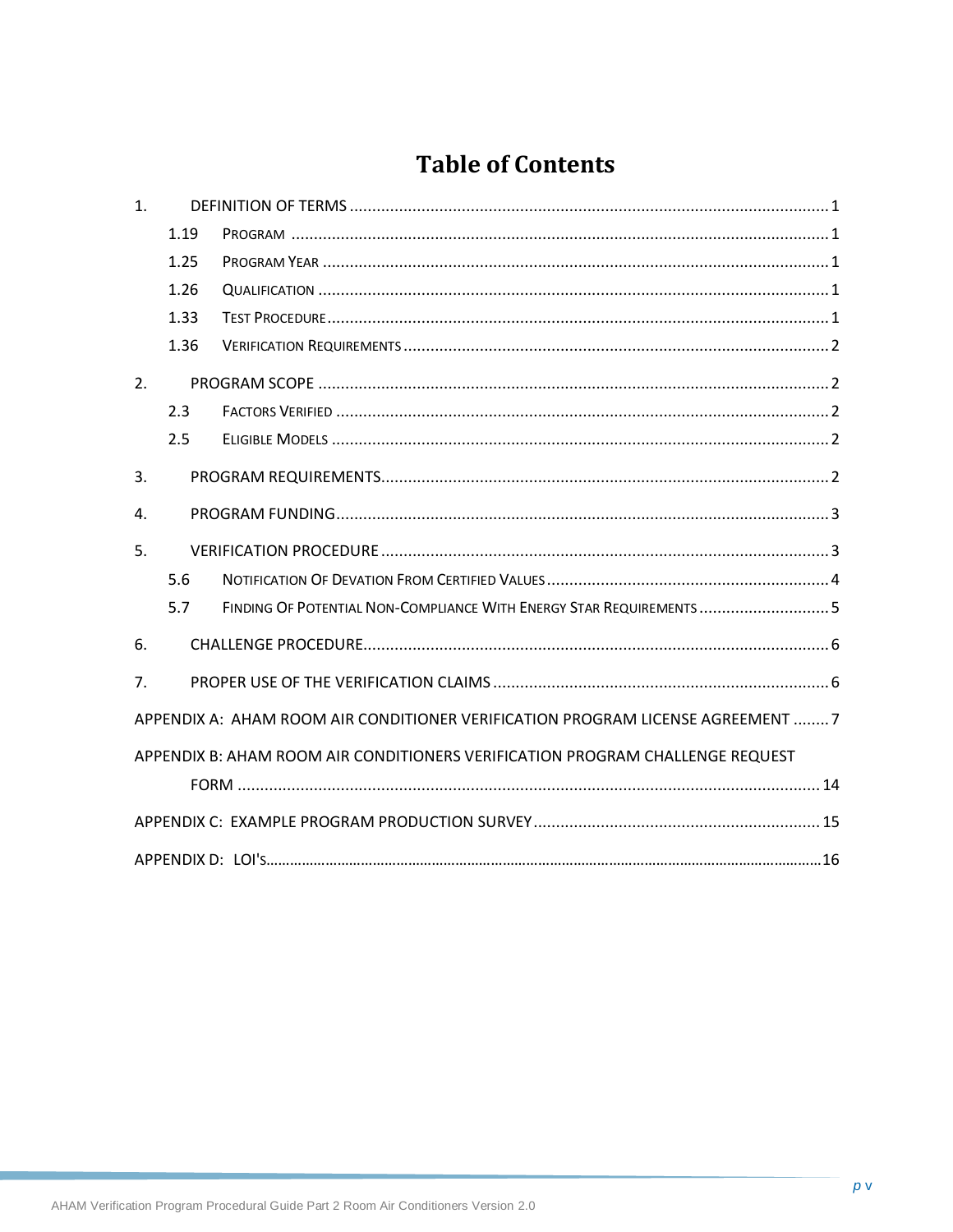# Table of Contents

1. DEFINITION OF TERMS .......... 1
   - 1.19 PROGRAM .......... 1
   - 1.25 PROGRAM YEAR .......... 1
   - 1.26 QUALIFICATION .......... 1
   - 1.33 TEST PROCEDURE .......... 1
   - 1.36 VERIFICATION REQUIREMENTS .......... 2
2. PROGRAM SCOPE .......... 2
   - 2.3 FACTORS VERIFIED .......... 2
   - 2.5 ELIGIBLE MODELS .......... 2
3. PROGRAM REQUIREMENTS .......... 2
4. PROGRAM FUNDING .......... 3
5. VERIFICATION PROCEDURE .......... 3
   - 5.6 NOTIFICATION OF DEVATION FROM CERTIFIED VALUES .......... 4
   - 5.7 FINDING OF POTENTIAL NON-COMPLIANCE WITH ENERGY STAR REQUIREMENTS .......... 5
6. CHALLENGE PROCEDURE .......... 6
7. PROPER USE OF THE VERIFICATION CLAIMS .......... 6

APPENDIX A: AHAM ROOM AIR CONDITIONER VERIFICATION PROGRAM LICENSE AGREEMENT .......... 7

APPENDIX B: AHAM ROOM AIR CONDITIONERS VERIFICATION PROGRAM CHALLENGE REQUEST FORM .......... 14

APPENDIX C: EXAMPLE PROGRAM PRODUCTION SURVEY .......... 15

APPENDIX D: LOI'S .......... 16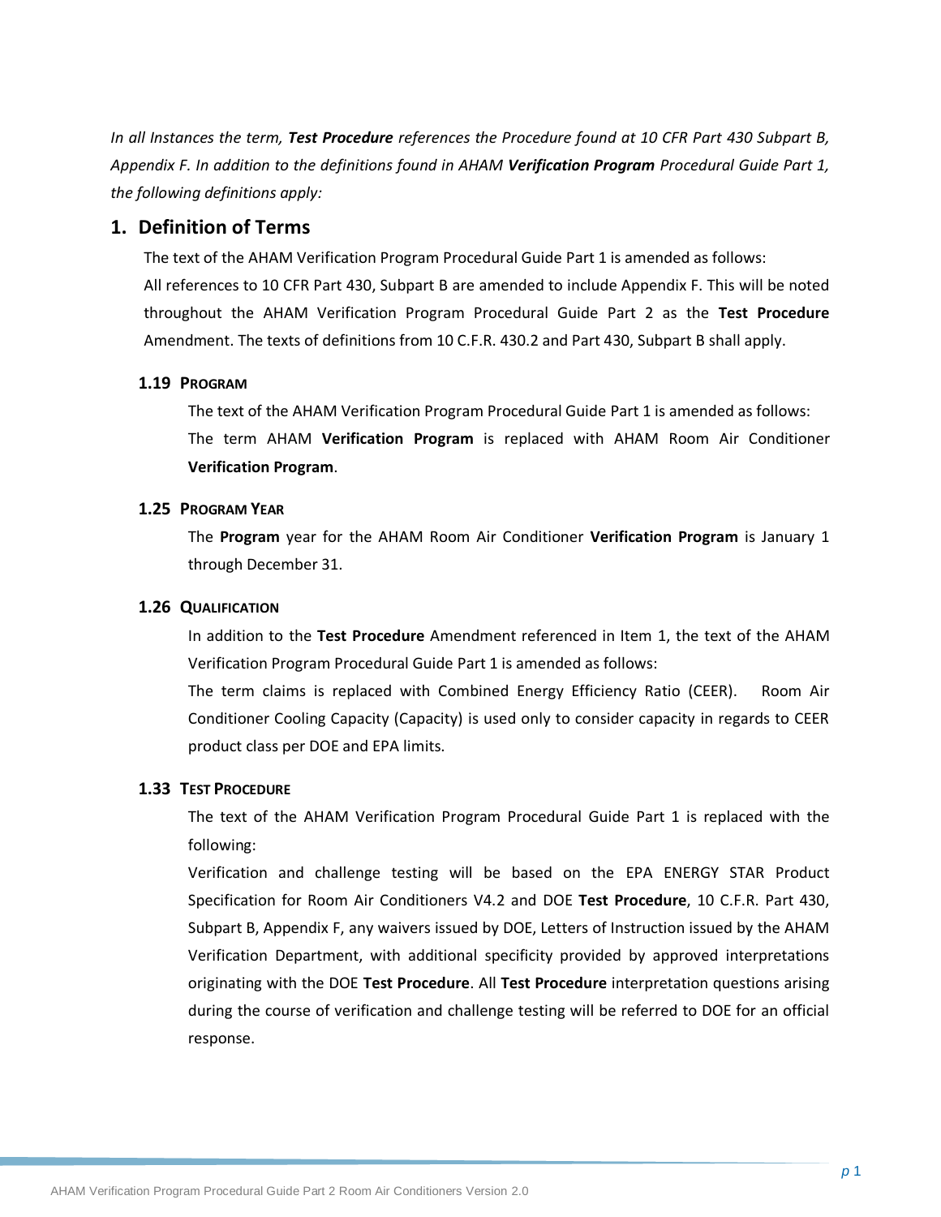*In all Instances the term,* ***Test Procedure*** *references the Procedure found at 10 CFR Part 430 Subpart B, Appendix F. In addition to the definitions found in AHAM* ***Verification Program*** *Procedural Guide Part 1, the following definitions apply:*

## 1. Definition of Terms

The text of the AHAM Verification Program Procedural Guide Part 1 is amended as follows:
All references to 10 CFR Part 430, Subpart B are amended to include Appendix F. This will be noted throughout the AHAM Verification Program Procedural Guide Part 2 as the **Test Procedure** Amendment. The texts of definitions from 10 C.F.R. 430.2 and Part 430, Subpart B shall apply.

### 1.19 PROGRAM

The text of the AHAM Verification Program Procedural Guide Part 1 is amended as follows:
The term AHAM **Verification Program** is replaced with AHAM Room Air Conditioner **Verification Program**.

### 1.25 PROGRAM YEAR

The **Program** year for the AHAM Room Air Conditioner **Verification Program** is January 1 through December 31.

### 1.26 QUALIFICATION

In addition to the **Test Procedure** Amendment referenced in Item 1, the text of the AHAM Verification Program Procedural Guide Part 1 is amended as follows:
The term claims is replaced with Combined Energy Efficiency Ratio (CEER). Room Air Conditioner Cooling Capacity (Capacity) is used only to consider capacity in regards to CEER product class per DOE and EPA limits.

### 1.33 TEST PROCEDURE

The text of the AHAM Verification Program Procedural Guide Part 1 is replaced with the following:
Verification and challenge testing will be based on the EPA ENERGY STAR Product Specification for Room Air Conditioners V4.2 and DOE **Test Procedure**, 10 C.F.R. Part 430, Subpart B, Appendix F, any waivers issued by DOE, Letters of Instruction issued by the AHAM Verification Department, with additional specificity provided by approved interpretations originating with the DOE **Test Procedure**. All **Test Procedure** interpretation questions arising during the course of verification and challenge testing will be referred to DOE for an official response.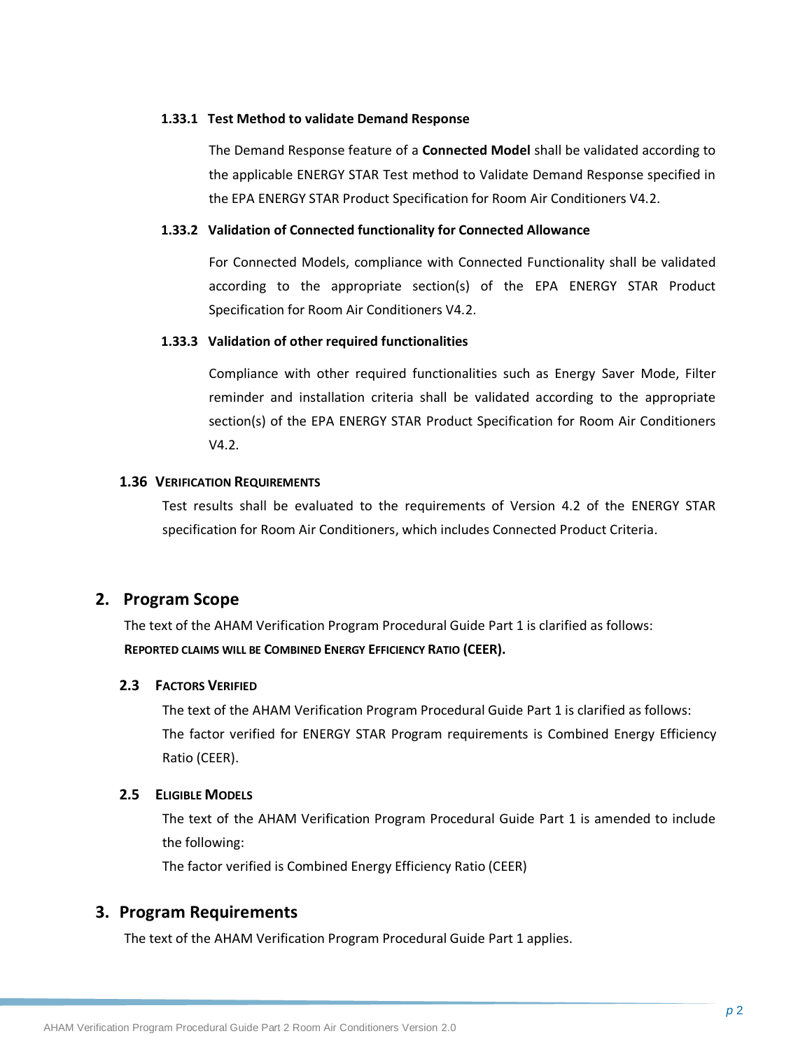#### 1.33.1 Test Method to validate Demand Response

The Demand Response feature of a **Connected Model** shall be validated according to the applicable ENERGY STAR Test method to Validate Demand Response specified in the EPA ENERGY STAR Product Specification for Room Air Conditioners V4.2.

#### 1.33.2 Validation of Connected functionality for Connected Allowance

For Connected Models, compliance with Connected Functionality shall be validated according to the appropriate section(s) of the EPA ENERGY STAR Product Specification for Room Air Conditioners V4.2.

#### 1.33.3 Validation of other required functionalities

Compliance with other required functionalities such as Energy Saver Mode, Filter reminder and installation criteria shall be validated according to the appropriate section(s) of the EPA ENERGY STAR Product Specification for Room Air Conditioners V4.2.

### 1.36 VERIFICATION REQUIREMENTS

Test results shall be evaluated to the requirements of Version 4.2 of the ENERGY STAR specification for Room Air Conditioners, which includes Connected Product Criteria.

## 2. Program Scope

The text of the AHAM Verification Program Procedural Guide Part 1 is clarified as follows:
**REPORTED CLAIMS WILL BE COMBINED ENERGY EFFICIENCY RATIO (CEER).**

### 2.3 FACTORS VERIFIED

The text of the AHAM Verification Program Procedural Guide Part 1 is clarified as follows:
The factor verified for ENERGY STAR Program requirements is Combined Energy Efficiency Ratio (CEER).

### 2.5 ELIGIBLE MODELS

The text of the AHAM Verification Program Procedural Guide Part 1 is amended to include the following:
The factor verified is Combined Energy Efficiency Ratio (CEER)

## 3. Program Requirements

The text of the AHAM Verification Program Procedural Guide Part 1 applies.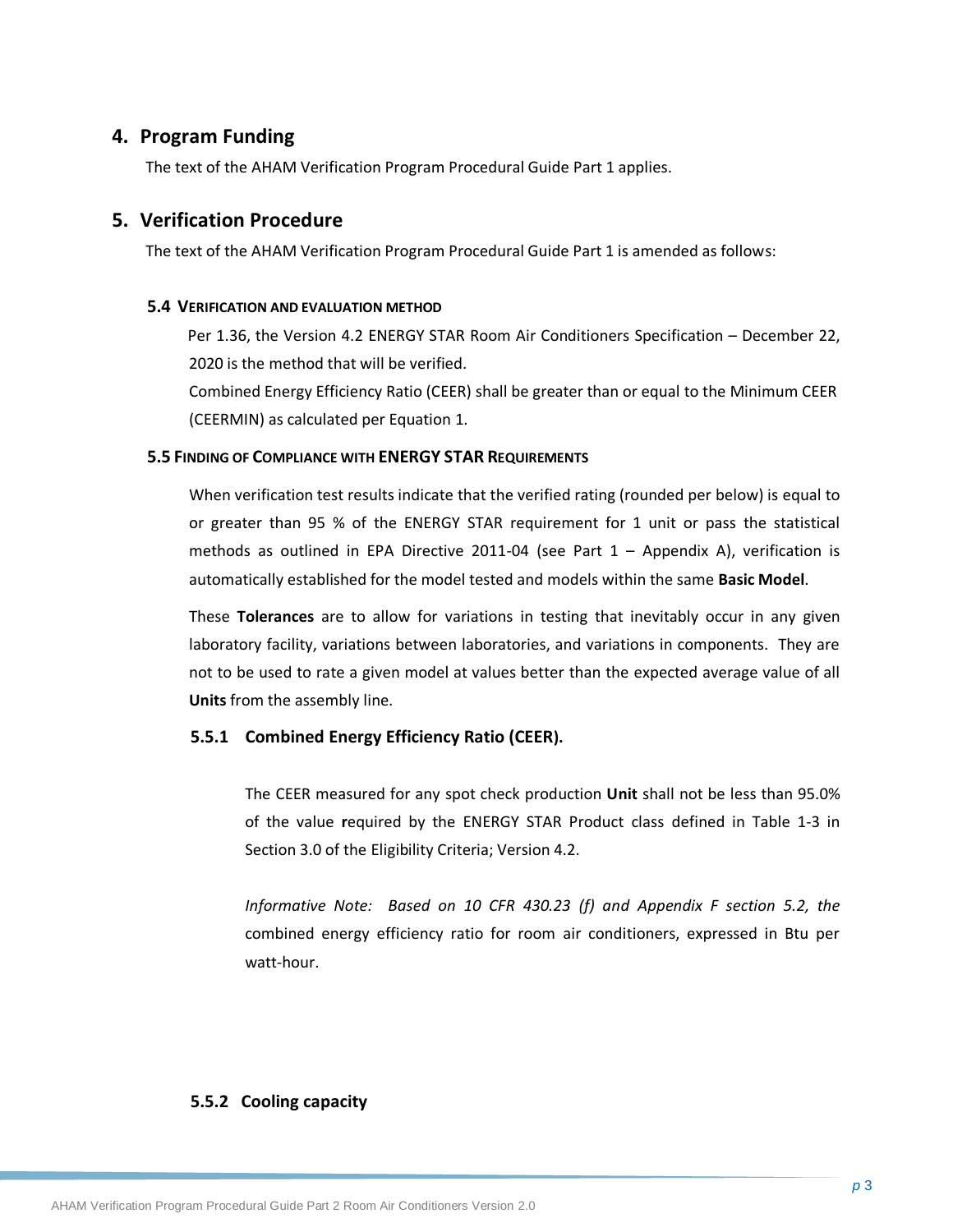## 4. Program Funding

The text of the AHAM Verification Program Procedural Guide Part 1 applies.

## 5. Verification Procedure

The text of the AHAM Verification Program Procedural Guide Part 1 is amended as follows:

### 5.4 Verification and Evaluation Method

Per 1.36, the Version 4.2 ENERGY STAR Room Air Conditioners Specification – December 22, 2020 is the method that will be verified.

Combined Energy Efficiency Ratio (CEER) shall be greater than or equal to the Minimum CEER (CEERMIN) as calculated per Equation 1.

### 5.5 Finding of Compliance with ENERGY STAR Requirements

When verification test results indicate that the verified rating (rounded per below) is equal to or greater than 95 % of the ENERGY STAR requirement for 1 unit or pass the statistical methods as outlined in EPA Directive 2011-04 (see Part 1 – Appendix A), verification is automatically established for the model tested and models within the same **Basic Model**.

These **Tolerances** are to allow for variations in testing that inevitably occur in any given laboratory facility, variations between laboratories, and variations in components. They are not to be used to rate a given model at values better than the expected average value of all **Units** from the assembly line.

#### 5.5.1 Combined Energy Efficiency Ratio (CEER).

The CEER measured for any spot check production **Unit** shall not be less than 95.0% of the value **r**equired by the ENERGY STAR Product class defined in Table 1-3 in Section 3.0 of the Eligibility Criteria; Version 4.2.

*Informative Note: Based on 10 CFR 430.23 (f) and Appendix F section 5.2, the* combined energy efficiency ratio for room air conditioners, expressed in Btu per watt-hour.

#### 5.5.2 Cooling capacity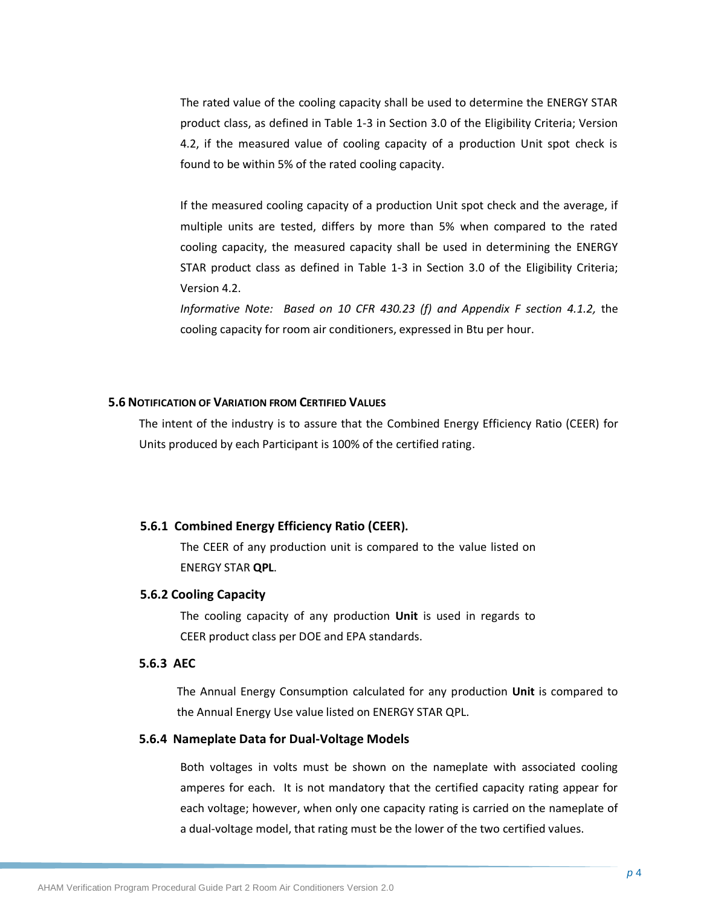The rated value of the cooling capacity shall be used to determine the ENERGY STAR product class, as defined in Table 1-3 in Section 3.0 of the Eligibility Criteria; Version 4.2, if the measured value of cooling capacity of a production Unit spot check is found to be within 5% of the rated cooling capacity.

If the measured cooling capacity of a production Unit spot check and the average, if multiple units are tested, differs by more than 5% when compared to the rated cooling capacity, the measured capacity shall be used in determining the ENERGY STAR product class as defined in Table 1-3 in Section 3.0 of the Eligibility Criteria; Version 4.2.

*Informative Note: Based on 10 CFR 430.23 (f) and Appendix F section 4.1.2,* the cooling capacity for room air conditioners, expressed in Btu per hour.

## 5.6 Notification of Variation from Certified Values

The intent of the industry is to assure that the Combined Energy Efficiency Ratio (CEER) for Units produced by each Participant is 100% of the certified rating.

### 5.6.1 Combined Energy Efficiency Ratio (CEER).

The CEER of any production unit is compared to the value listed on ENERGY STAR **QPL**.

### 5.6.2 Cooling Capacity

The cooling capacity of any production **Unit** is used in regards to CEER product class per DOE and EPA standards.

### 5.6.3 AEC

The Annual Energy Consumption calculated for any production **Unit** is compared to the Annual Energy Use value listed on ENERGY STAR QPL.

### 5.6.4 Nameplate Data for Dual-Voltage Models

Both voltages in volts must be shown on the nameplate with associated cooling amperes for each. It is not mandatory that the certified capacity rating appear for each voltage; however, when only one capacity rating is carried on the nameplate of a dual-voltage model, that rating must be the lower of the two certified values.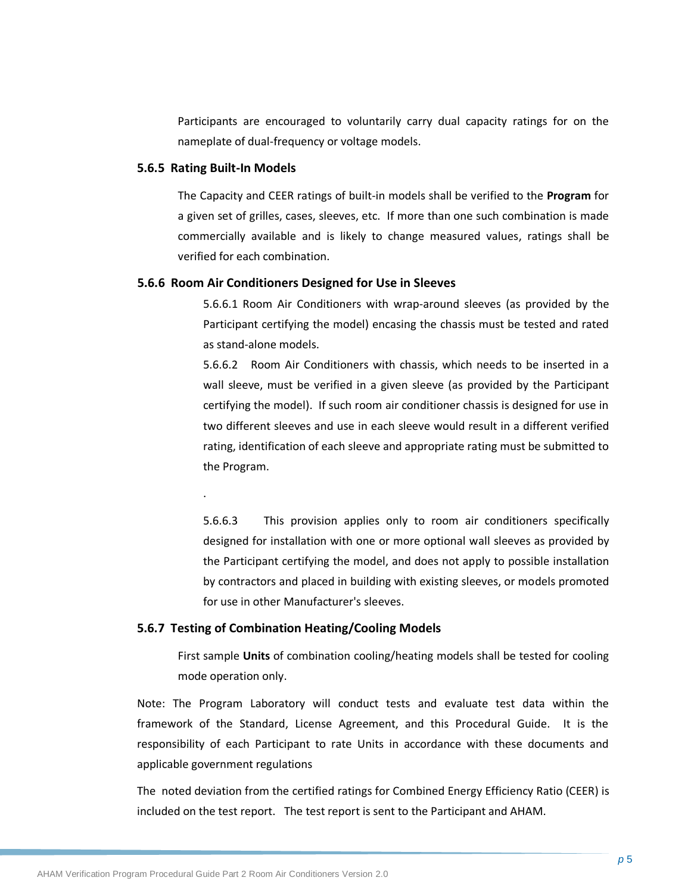Participants are encouraged to voluntarily carry dual capacity ratings for on the nameplate of dual-frequency or voltage models.

### 5.6.5 Rating Built-In Models

The Capacity and CEER ratings of built-in models shall be verified to the **Program** for a given set of grilles, cases, sleeves, etc. If more than one such combination is made commercially available and is likely to change measured values, ratings shall be verified for each combination.

### 5.6.6 Room Air Conditioners Designed for Use in Sleeves

5.6.6.1 Room Air Conditioners with wrap-around sleeves (as provided by the Participant certifying the model) encasing the chassis must be tested and rated as stand-alone models.

5.6.6.2 Room Air Conditioners with chassis, which needs to be inserted in a wall sleeve, must be verified in a given sleeve (as provided by the Participant certifying the model). If such room air conditioner chassis is designed for use in two different sleeves and use in each sleeve would result in a different verified rating, identification of each sleeve and appropriate rating must be submitted to the Program.

.

5.6.6.3 This provision applies only to room air conditioners specifically designed for installation with one or more optional wall sleeves as provided by the Participant certifying the model, and does not apply to possible installation by contractors and placed in building with existing sleeves, or models promoted for use in other Manufacturer's sleeves.

### 5.6.7 Testing of Combination Heating/Cooling Models

First sample **Units** of combination cooling/heating models shall be tested for cooling mode operation only.

Note: The Program Laboratory will conduct tests and evaluate test data within the framework of the Standard, License Agreement, and this Procedural Guide. It is the responsibility of each Participant to rate Units in accordance with these documents and applicable government regulations

The noted deviation from the certified ratings for Combined Energy Efficiency Ratio (CEER) is included on the test report. The test report is sent to the Participant and AHAM.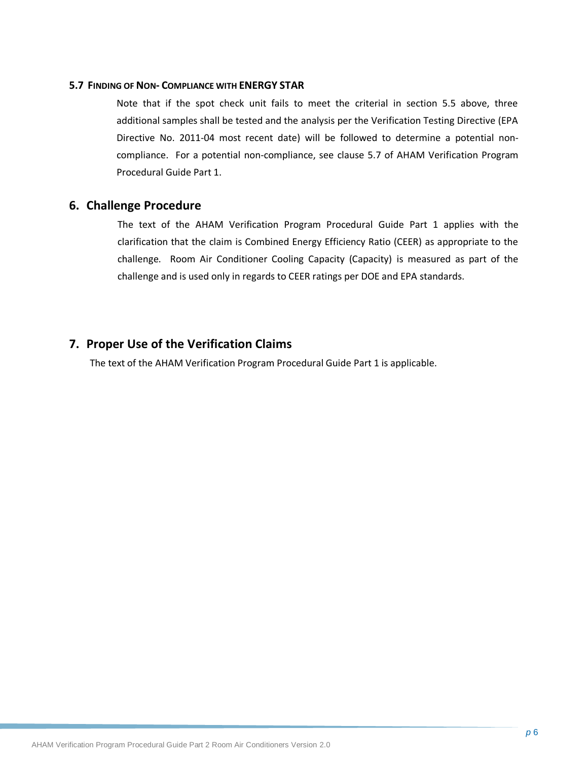### 5.7 Finding of Non- Compliance with ENERGY STAR

Note that if the spot check unit fails to meet the criterial in section 5.5 above, three additional samples shall be tested and the analysis per the Verification Testing Directive (EPA Directive No. 2011-04 most recent date) will be followed to determine a potential non-compliance. For a potential non-compliance, see clause 5.7 of AHAM Verification Program Procedural Guide Part 1.

## 6. Challenge Procedure

The text of the AHAM Verification Program Procedural Guide Part 1 applies with the clarification that the claim is Combined Energy Efficiency Ratio (CEER) as appropriate to the challenge. Room Air Conditioner Cooling Capacity (Capacity) is measured as part of the challenge and is used only in regards to CEER ratings per DOE and EPA standards.

## 7. Proper Use of the Verification Claims

The text of the AHAM Verification Program Procedural Guide Part 1 is applicable.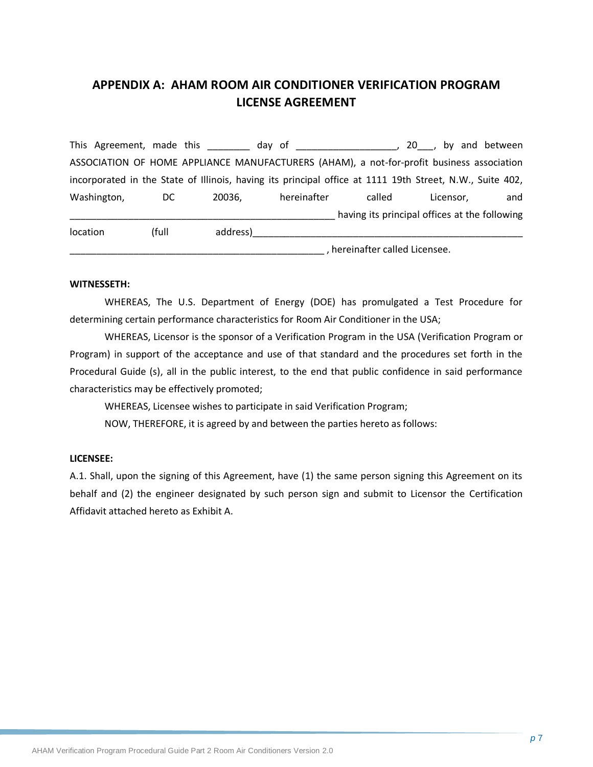## APPENDIX A: AHAM ROOM AIR CONDITIONER VERIFICATION PROGRAM LICENSE AGREEMENT

This Agreement, made this ________ day of ___________________, 20___, by and between ASSOCIATION OF HOME APPLIANCE MANUFACTURERS (AHAM), a not-for-profit business association incorporated in the State of Illinois, having its principal office at 1111 19th Street, N.W., Suite 402, Washington, DC 20036, hereinafter called Licensor, and ________________________________________________ having its principal offices at the following location (full address)___________________________________________________ ________________________________________________ , hereinafter called Licensee.

**WITNESSETH:**

WHEREAS, The U.S. Department of Energy (DOE) has promulgated a Test Procedure for determining certain performance characteristics for Room Air Conditioner in the USA;

WHEREAS, Licensor is the sponsor of a Verification Program in the USA (Verification Program or Program) in support of the acceptance and use of that standard and the procedures set forth in the Procedural Guide (s), all in the public interest, to the end that public confidence in said performance characteristics may be effectively promoted;

WHEREAS, Licensee wishes to participate in said Verification Program;

NOW, THEREFORE, it is agreed by and between the parties hereto as follows:

**LICENSEE:**

A.1. Shall, upon the signing of this Agreement, have (1) the same person signing this Agreement on its behalf and (2) the engineer designated by such person sign and submit to Licensor the Certification Affidavit attached hereto as Exhibit A.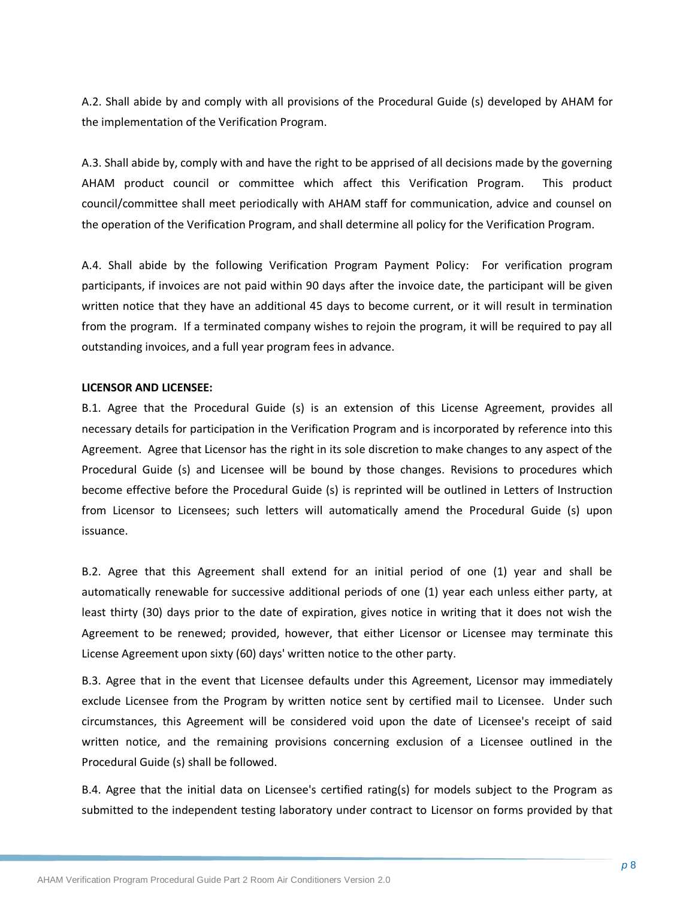A.2. Shall abide by and comply with all provisions of the Procedural Guide (s) developed by AHAM for the implementation of the Verification Program.

A.3. Shall abide by, comply with and have the right to be apprised of all decisions made by the governing AHAM product council or committee which affect this Verification Program. This product council/committee shall meet periodically with AHAM staff for communication, advice and counsel on the operation of the Verification Program, and shall determine all policy for the Verification Program.

A.4. Shall abide by the following Verification Program Payment Policy: For verification program participants, if invoices are not paid within 90 days after the invoice date, the participant will be given written notice that they have an additional 45 days to become current, or it will result in termination from the program. If a terminated company wishes to rejoin the program, it will be required to pay all outstanding invoices, and a full year program fees in advance.

**LICENSOR AND LICENSEE:**

B.1. Agree that the Procedural Guide (s) is an extension of this License Agreement, provides all necessary details for participation in the Verification Program and is incorporated by reference into this Agreement. Agree that Licensor has the right in its sole discretion to make changes to any aspect of the Procedural Guide (s) and Licensee will be bound by those changes. Revisions to procedures which become effective before the Procedural Guide (s) is reprinted will be outlined in Letters of Instruction from Licensor to Licensees; such letters will automatically amend the Procedural Guide (s) upon issuance.

B.2. Agree that this Agreement shall extend for an initial period of one (1) year and shall be automatically renewable for successive additional periods of one (1) year each unless either party, at least thirty (30) days prior to the date of expiration, gives notice in writing that it does not wish the Agreement to be renewed; provided, however, that either Licensor or Licensee may terminate this License Agreement upon sixty (60) days' written notice to the other party.

B.3. Agree that in the event that Licensee defaults under this Agreement, Licensor may immediately exclude Licensee from the Program by written notice sent by certified mail to Licensee. Under such circumstances, this Agreement will be considered void upon the date of Licensee's receipt of said written notice, and the remaining provisions concerning exclusion of a Licensee outlined in the Procedural Guide (s) shall be followed.

B.4. Agree that the initial data on Licensee's certified rating(s) for models subject to the Program as submitted to the independent testing laboratory under contract to Licensor on forms provided by that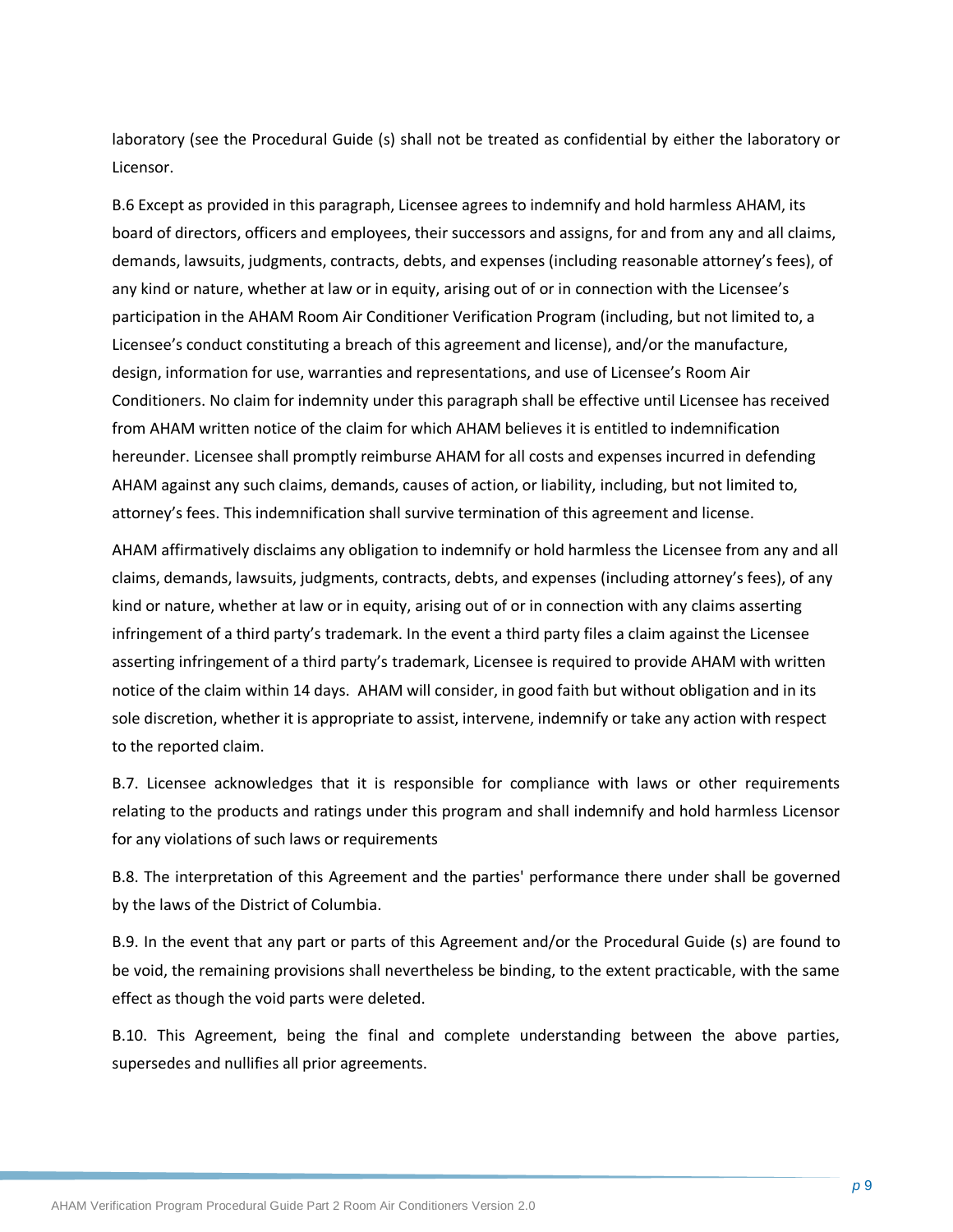laboratory (see the Procedural Guide (s) shall not be treated as confidential by either the laboratory or Licensor.

B.6 Except as provided in this paragraph, Licensee agrees to indemnify and hold harmless AHAM, its board of directors, officers and employees, their successors and assigns, for and from any and all claims, demands, lawsuits, judgments, contracts, debts, and expenses (including reasonable attorney's fees), of any kind or nature, whether at law or in equity, arising out of or in connection with the Licensee's participation in the AHAM Room Air Conditioner Verification Program (including, but not limited to, a Licensee's conduct constituting a breach of this agreement and license), and/or the manufacture, design, information for use, warranties and representations, and use of Licensee's Room Air Conditioners. No claim for indemnity under this paragraph shall be effective until Licensee has received from AHAM written notice of the claim for which AHAM believes it is entitled to indemnification hereunder. Licensee shall promptly reimburse AHAM for all costs and expenses incurred in defending AHAM against any such claims, demands, causes of action, or liability, including, but not limited to, attorney's fees. This indemnification shall survive termination of this agreement and license.

AHAM affirmatively disclaims any obligation to indemnify or hold harmless the Licensee from any and all claims, demands, lawsuits, judgments, contracts, debts, and expenses (including attorney's fees), of any kind or nature, whether at law or in equity, arising out of or in connection with any claims asserting infringement of a third party's trademark. In the event a third party files a claim against the Licensee asserting infringement of a third party's trademark, Licensee is required to provide AHAM with written notice of the claim within 14 days. AHAM will consider, in good faith but without obligation and in its sole discretion, whether it is appropriate to assist, intervene, indemnify or take any action with respect to the reported claim.

B.7. Licensee acknowledges that it is responsible for compliance with laws or other requirements relating to the products and ratings under this program and shall indemnify and hold harmless Licensor for any violations of such laws or requirements

B.8. The interpretation of this Agreement and the parties' performance there under shall be governed by the laws of the District of Columbia.

B.9. In the event that any part or parts of this Agreement and/or the Procedural Guide (s) are found to be void, the remaining provisions shall nevertheless be binding, to the extent practicable, with the same effect as though the void parts were deleted.

B.10. This Agreement, being the final and complete understanding between the above parties, supersedes and nullifies all prior agreements.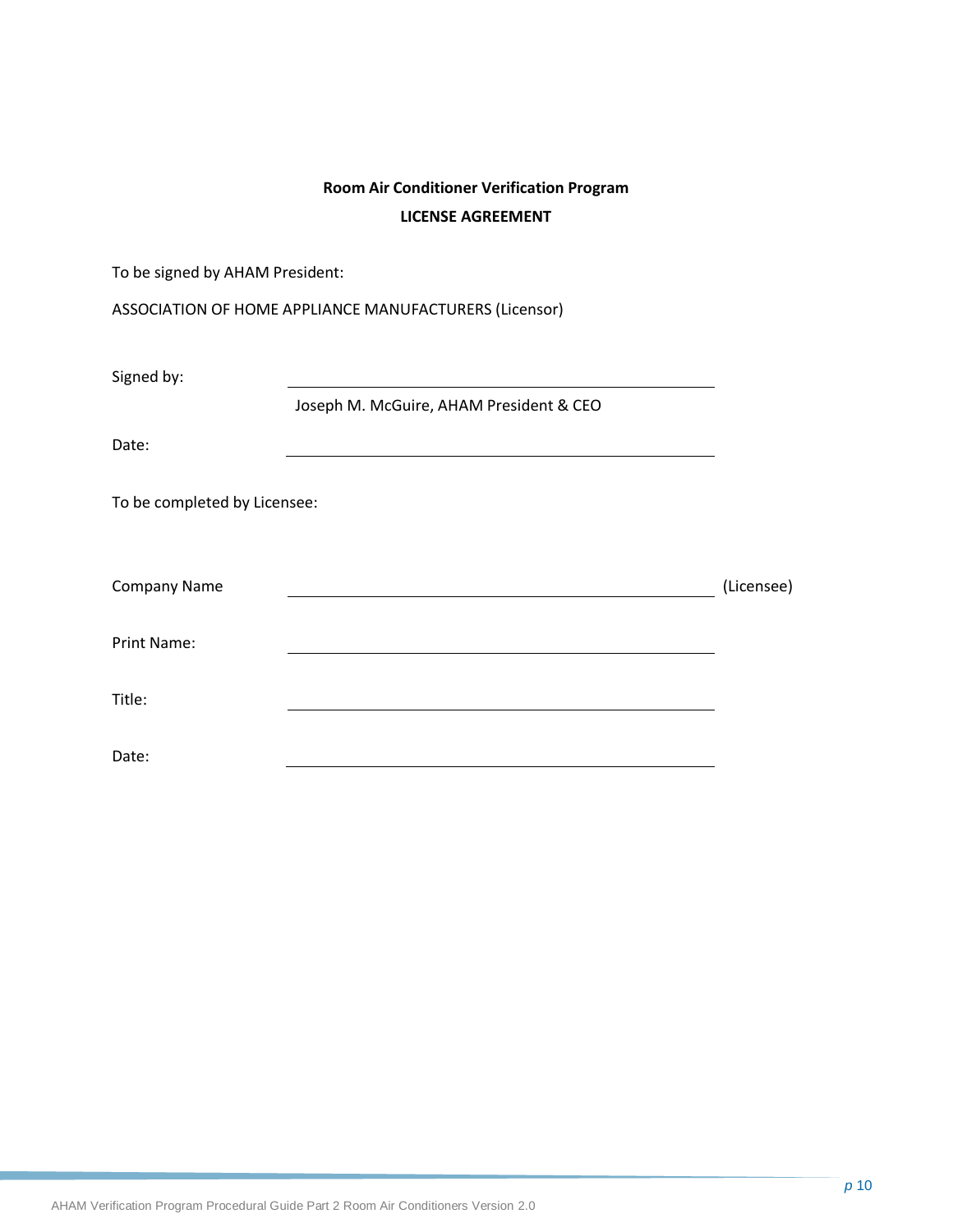**Room Air Conditioner Verification Program**

**LICENSE AGREEMENT**

To be signed by AHAM President:

ASSOCIATION OF HOME APPLIANCE MANUFACTURERS (Licensor)

Signed by: ______________________________

Joseph M. McGuire, AHAM President & CEO

Date: ______________________________

To be completed by Licensee:

Company Name ______________________________ (Licensee)

Print Name: ______________________________

Title: ______________________________

Date: ______________________________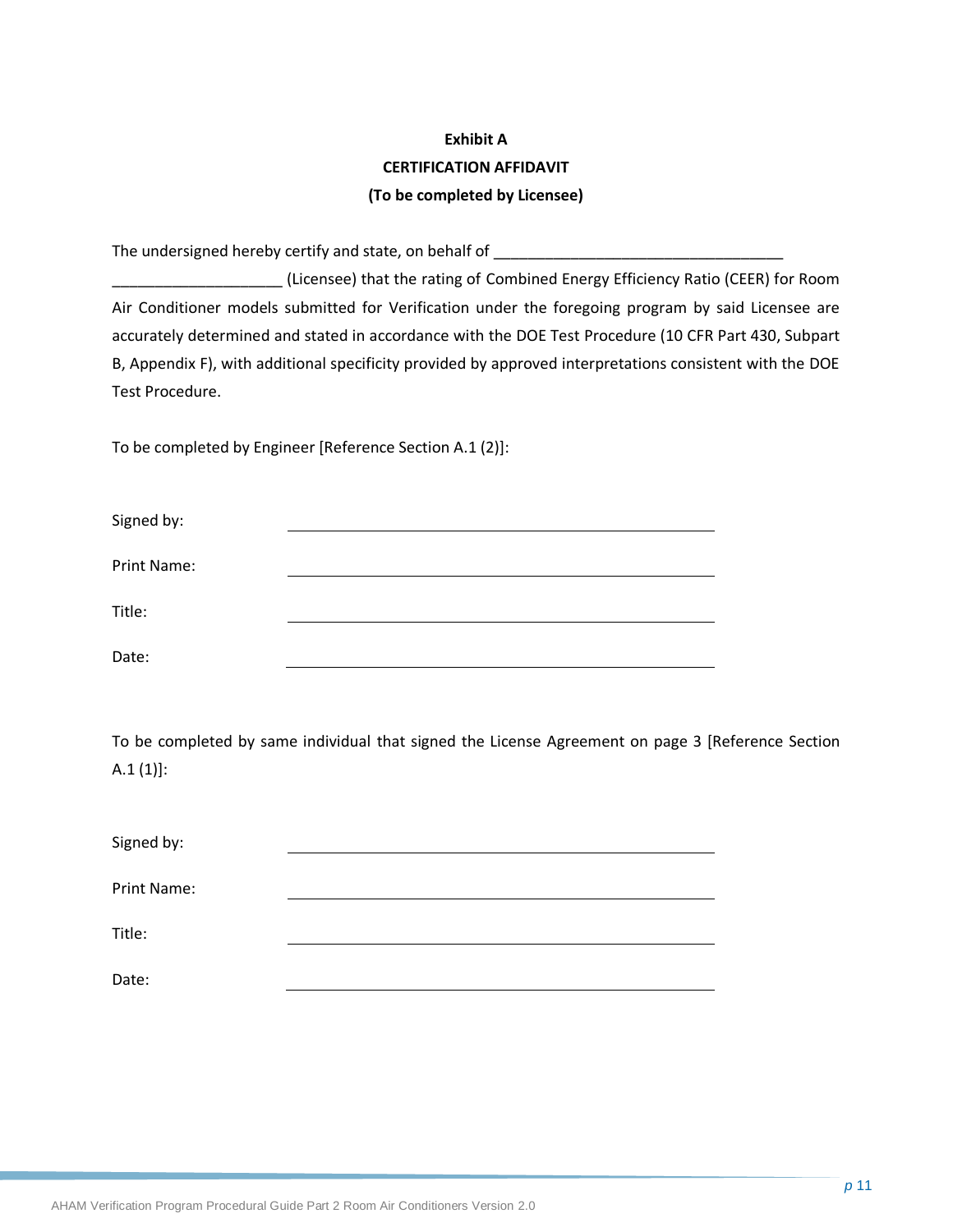**Exhibit A**

**CERTIFICATION AFFIDAVIT**

**(To be completed by Licensee)**

The undersigned hereby certify and state, on behalf of ___________________________________ ____________________ (Licensee) that the rating of Combined Energy Efficiency Ratio (CEER) for Room Air Conditioner models submitted for Verification under the foregoing program by said Licensee are accurately determined and stated in accordance with the DOE Test Procedure (10 CFR Part 430, Subpart B, Appendix F), with additional specificity provided by approved interpretations consistent with the DOE Test Procedure.

To be completed by Engineer [Reference Section A.1 (2)]:

Signed by: ____________________________________________

Print Name: ____________________________________________

Title: ____________________________________________

Date: ____________________________________________

To be completed by same individual that signed the License Agreement on page 3 [Reference Section A.1 (1)]:

Signed by: ____________________________________________

Print Name: ____________________________________________

Title: ____________________________________________

Date: ____________________________________________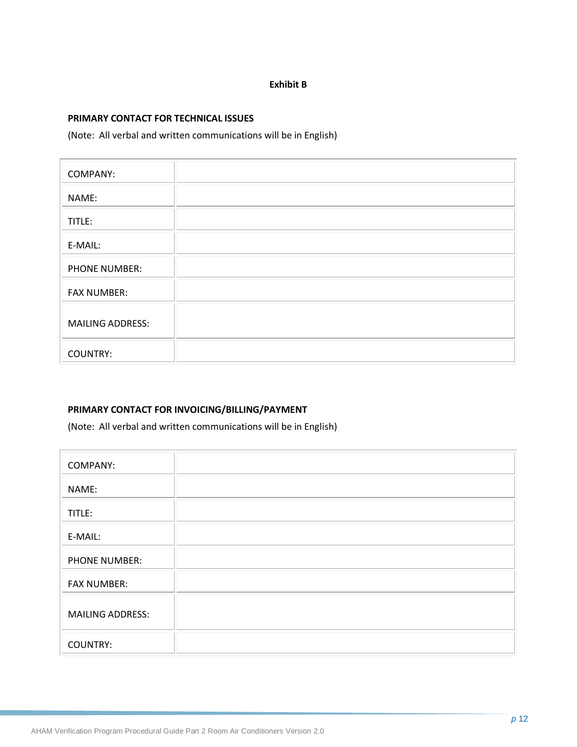**Exhibit B**

**PRIMARY CONTACT FOR TECHNICAL ISSUES**

(Note: All verbal and written communications will be in English)

| | |
|---|---|
| COMPANY: | |
| NAME: | |
| TITLE: | |
| E-MAIL: | |
| PHONE NUMBER: | |
| FAX NUMBER: | |
| MAILING ADDRESS: | |
| COUNTRY: | |

**PRIMARY CONTACT FOR INVOICING/BILLING/PAYMENT**

(Note: All verbal and written communications will be in English)

| | |
|---|---|
| COMPANY: | |
| NAME: | |
| TITLE: | |
| E-MAIL: | |
| PHONE NUMBER: | |
| FAX NUMBER: | |
| MAILING ADDRESS: | |
| COUNTRY: | |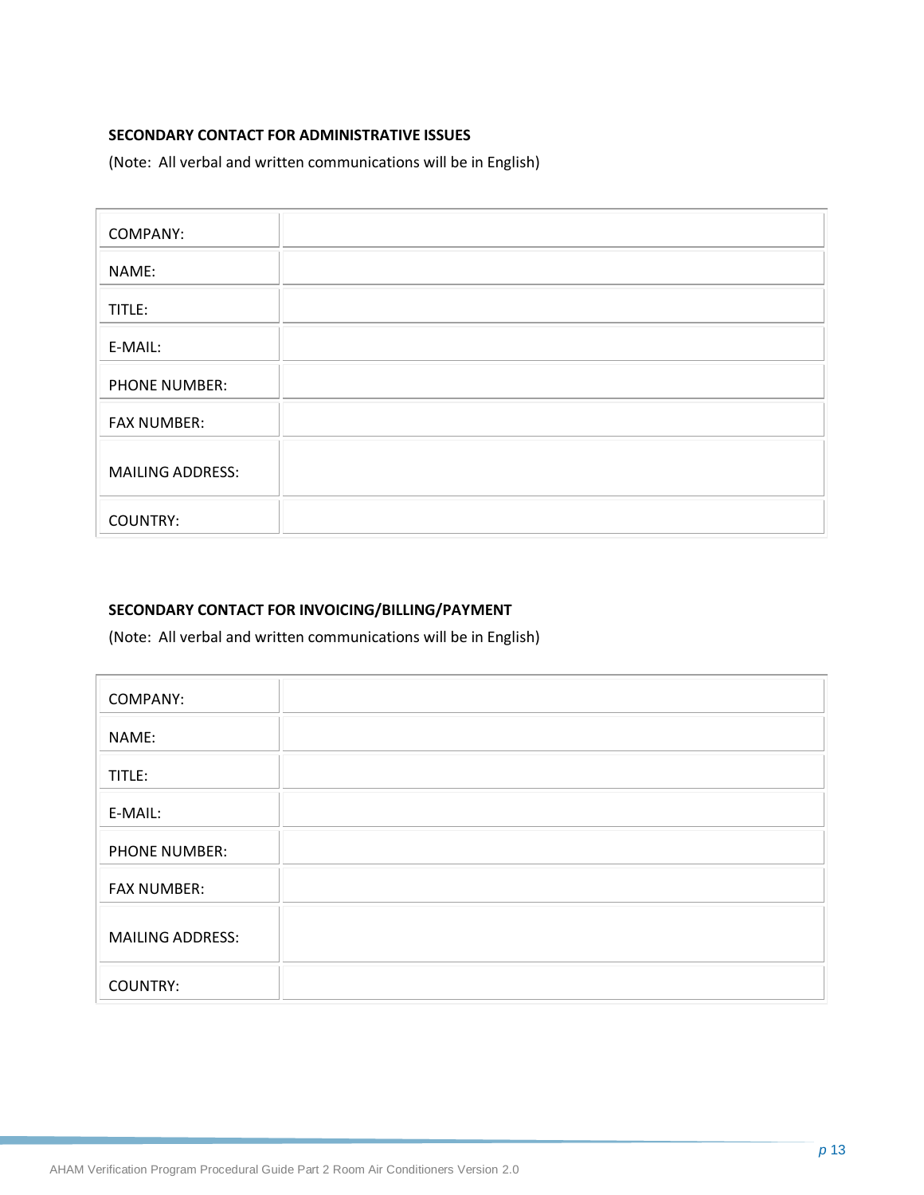**SECONDARY CONTACT FOR ADMINISTRATIVE ISSUES**

(Note: All verbal and written communications will be in English)

| | |
|---|---|
| COMPANY: | |
| NAME: | |
| TITLE: | |
| E-MAIL: | |
| PHONE NUMBER: | |
| FAX NUMBER: | |
| MAILING ADDRESS: | |
| COUNTRY: | |

**SECONDARY CONTACT FOR INVOICING/BILLING/PAYMENT**

(Note: All verbal and written communications will be in English)

| | |
|---|---|
| COMPANY: | |
| NAME: | |
| TITLE: | |
| E-MAIL: | |
| PHONE NUMBER: | |
| FAX NUMBER: | |
| MAILING ADDRESS: | |
| COUNTRY: | |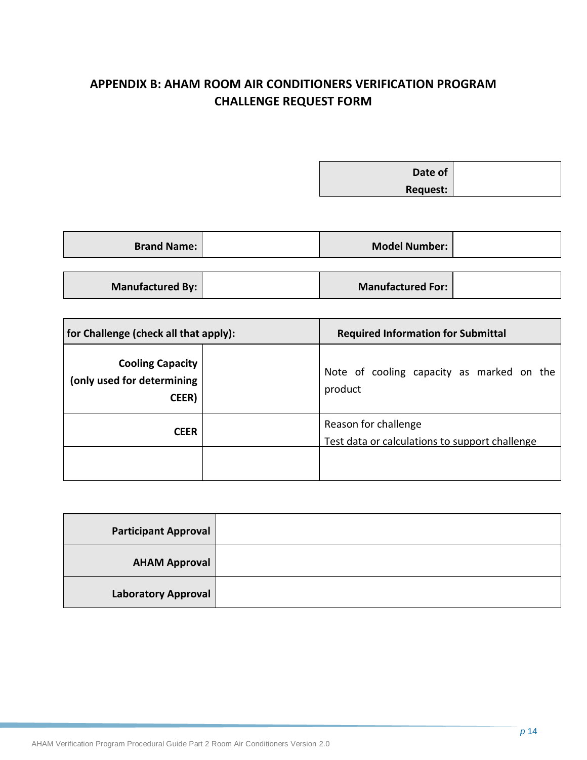## APPENDIX B: AHAM ROOM AIR CONDITIONERS VERIFICATION PROGRAM CHALLENGE REQUEST FORM

| Date of Request: | |
|---|---|

| Brand Name: | | Model Number: | |
|---|---|---|---|

| Manufactured By: | | Manufactured For: | |
|---|---|---|---|

| for Challenge (check all that apply): | | Required Information for Submittal |
|---|---|---|
| Cooling Capacity (only used for determining CEER) | | Note of cooling capacity as marked on the product |
| CEER | | Reason for challenge<br>Test data or calculations to support challenge |
| | | |

| Participant Approval | |
|---|---|
| AHAM Approval | |
| Laboratory Approval | |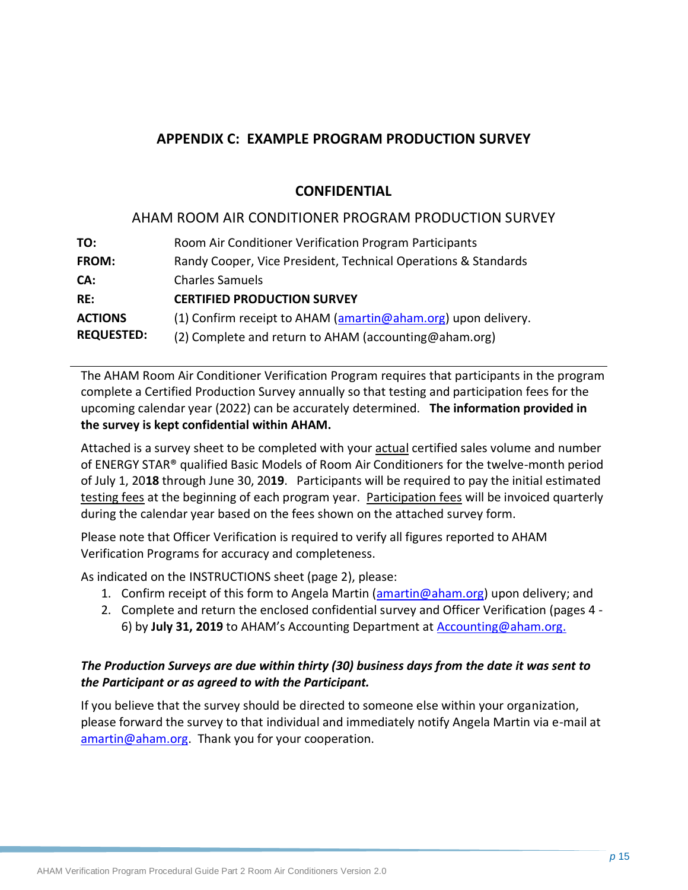## APPENDIX C: EXAMPLE PROGRAM PRODUCTION SURVEY

### CONFIDENTIAL

AHAM ROOM AIR CONDITIONER PROGRAM PRODUCTION SURVEY

| | |
|---|---|
| **TO:** | Room Air Conditioner Verification Program Participants |
| **FROM:** | Randy Cooper, Vice President, Technical Operations & Standards |
| **CA:** | Charles Samuels |
| **RE:** | **CERTIFIED PRODUCTION SURVEY** |
| **ACTIONS REQUESTED:** | (1) Confirm receipt to AHAM (amartin@aham.org) upon delivery. (2) Complete and return to AHAM (accounting@aham.org) |

The AHAM Room Air Conditioner Verification Program requires that participants in the program complete a Certified Production Survey annually so that testing and participation fees for the upcoming calendar year (2022) can be accurately determined. **The information provided in the survey is kept confidential within AHAM.**

Attached is a survey sheet to be completed with your actual certified sales volume and number of ENERGY STAR® qualified Basic Models of Room Air Conditioners for the twelve-month period of July 1, 20**18** through June 30, 20**19**. Participants will be required to pay the initial estimated testing fees at the beginning of each program year. Participation fees will be invoiced quarterly during the calendar year based on the fees shown on the attached survey form.

Please note that Officer Verification is required to verify all figures reported to AHAM Verification Programs for accuracy and completeness.

As indicated on the INSTRUCTIONS sheet (page 2), please:

1. Confirm receipt of this form to Angela Martin (amartin@aham.org) upon delivery; and
2. Complete and return the enclosed confidential survey and Officer Verification (pages 4 - 6) by **July 31, 2019** to AHAM's Accounting Department at Accounting@aham.org.

***The Production Surveys are due within thirty (30) business days from the date it was sent to the Participant or as agreed to with the Participant.***

If you believe that the survey should be directed to someone else within your organization, please forward the survey to that individual and immediately notify Angela Martin via e-mail at amartin@aham.org. Thank you for your cooperation.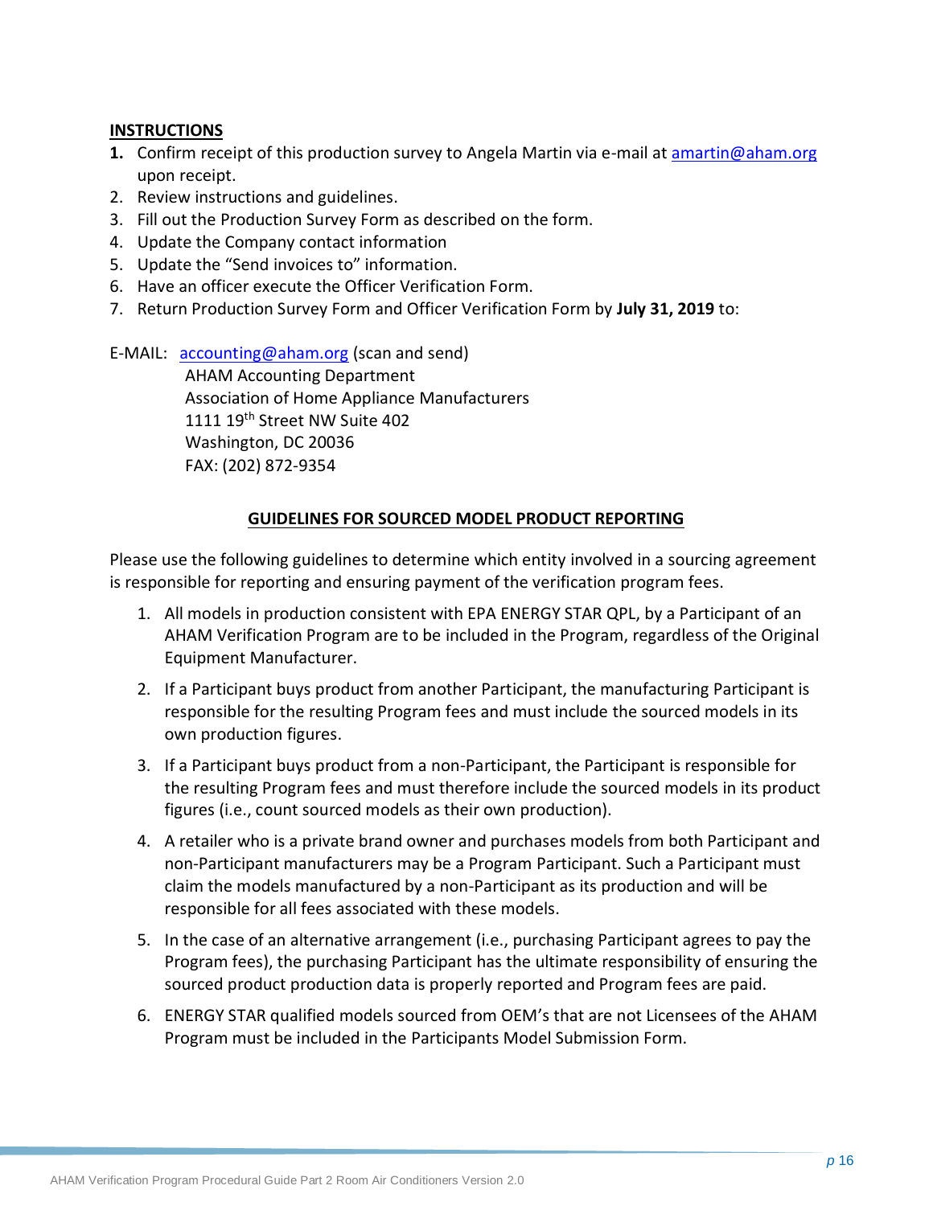**INSTRUCTIONS**

1. Confirm receipt of this production survey to Angela Martin via e-mail at amartin@aham.org upon receipt.
2. Review instructions and guidelines.
3. Fill out the Production Survey Form as described on the form.
4. Update the Company contact information
5. Update the "Send invoices to" information.
6. Have an officer execute the Officer Verification Form.
7. Return Production Survey Form and Officer Verification Form by **July 31, 2019** to:

E-MAIL: accounting@aham.org (scan and send)
AHAM Accounting Department
Association of Home Appliance Manufacturers
1111 19th Street NW Suite 402
Washington, DC 20036
FAX: (202) 872-9354

**GUIDELINES FOR SOURCED MODEL PRODUCT REPORTING**

Please use the following guidelines to determine which entity involved in a sourcing agreement is responsible for reporting and ensuring payment of the verification program fees.

1. All models in production consistent with EPA ENERGY STAR QPL, by a Participant of an AHAM Verification Program are to be included in the Program, regardless of the Original Equipment Manufacturer.

2. If a Participant buys product from another Participant, the manufacturing Participant is responsible for the resulting Program fees and must include the sourced models in its own production figures.

3. If a Participant buys product from a non-Participant, the Participant is responsible for the resulting Program fees and must therefore include the sourced models in its product figures (i.e., count sourced models as their own production).

4. A retailer who is a private brand owner and purchases models from both Participant and non-Participant manufacturers may be a Program Participant. Such a Participant must claim the models manufactured by a non-Participant as its production and will be responsible for all fees associated with these models.

5. In the case of an alternative arrangement (i.e., purchasing Participant agrees to pay the Program fees), the purchasing Participant has the ultimate responsibility of ensuring the sourced product production data is properly reported and Program fees are paid.

6. ENERGY STAR qualified models sourced from OEM's that are not Licensees of the AHAM Program must be included in the Participants Model Submission Form.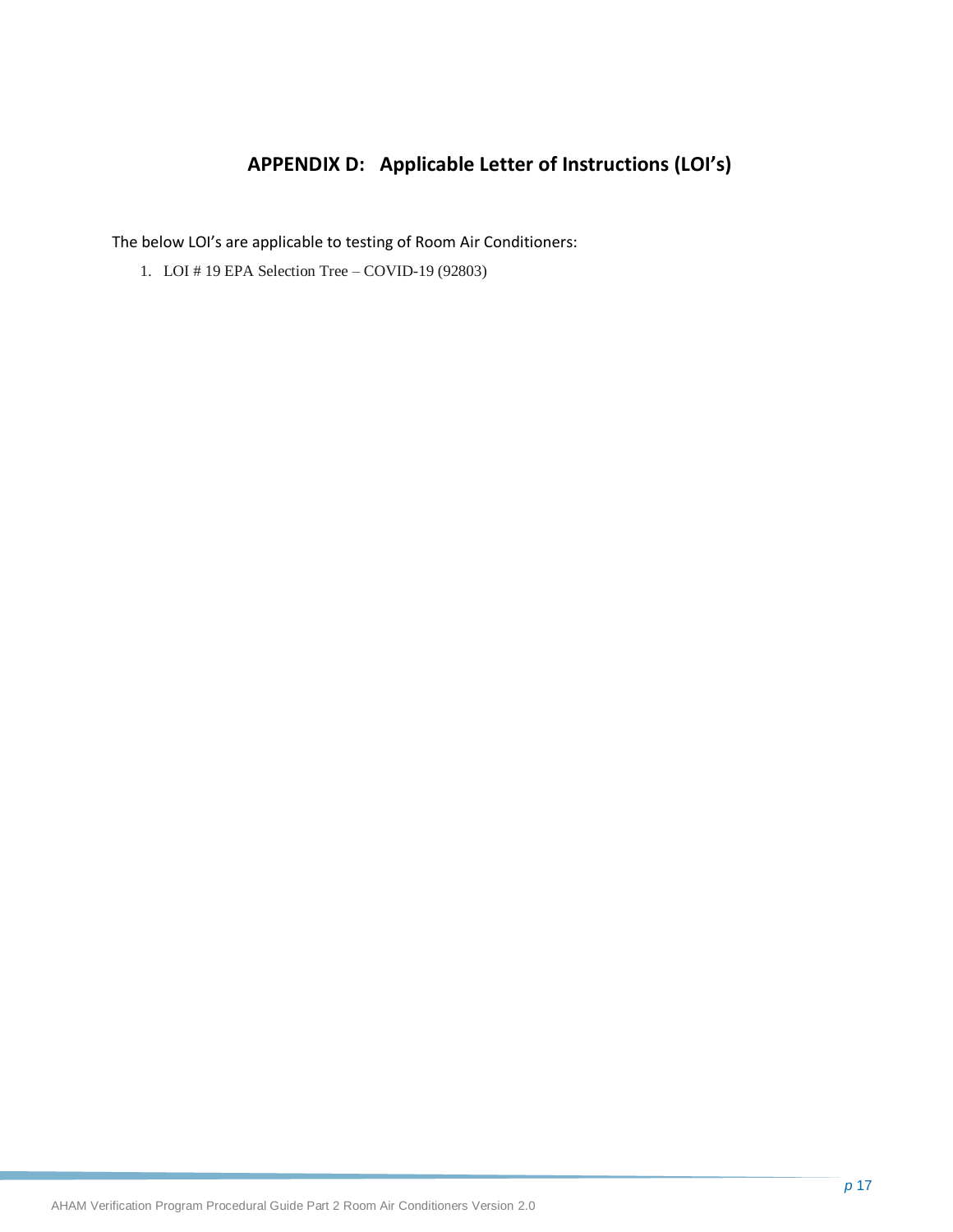## APPENDIX D: Applicable Letter of Instructions (LOI's)

The below LOI's are applicable to testing of Room Air Conditioners:

1. LOI # 19 EPA Selection Tree – COVID-19 (92803)